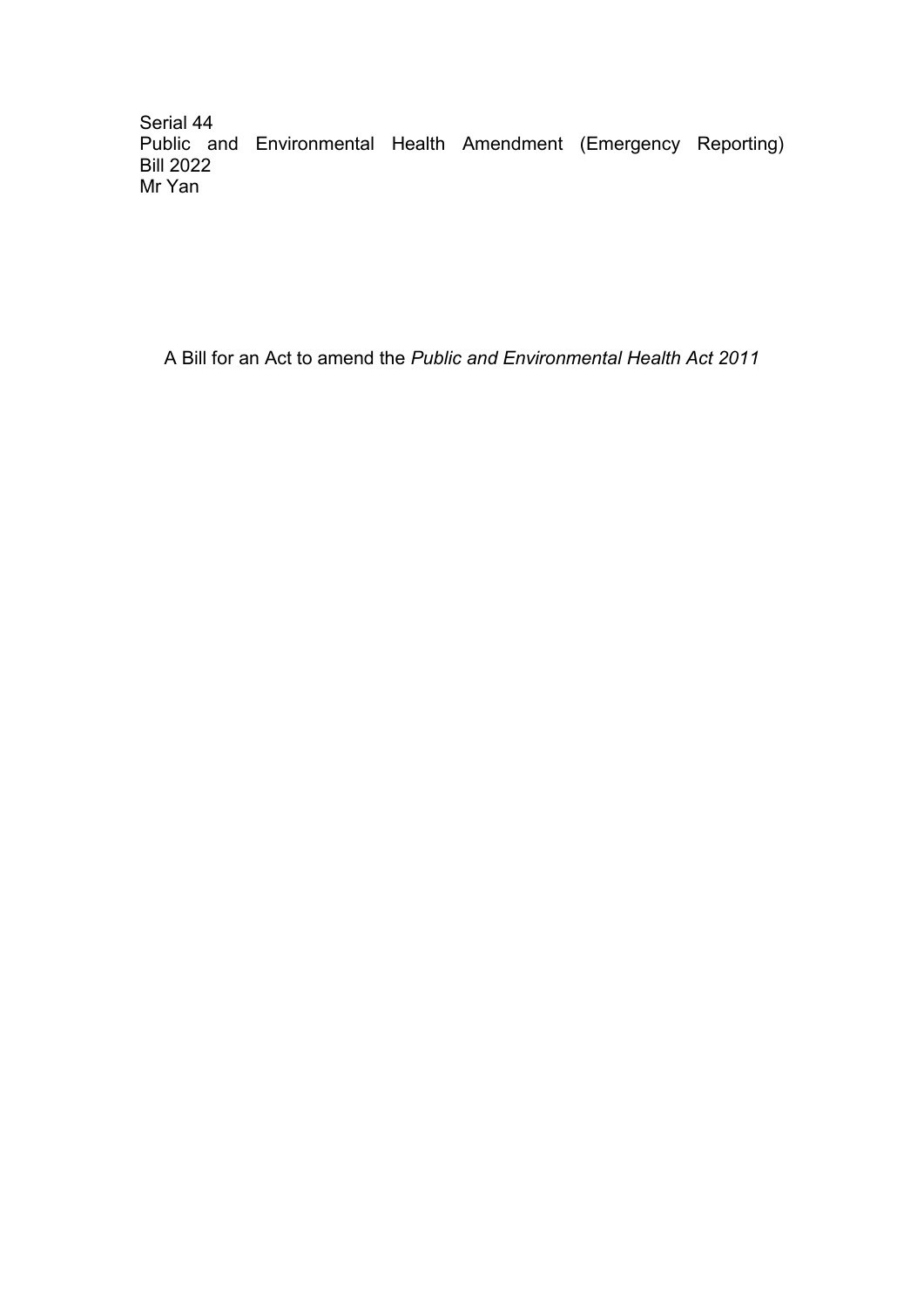Serial 44
Public and Environmental Health Amendment (Emergency Reporting) Bill 2022
Mr Yan

A Bill for an Act to amend the *Public and Environmental Health Act 2011*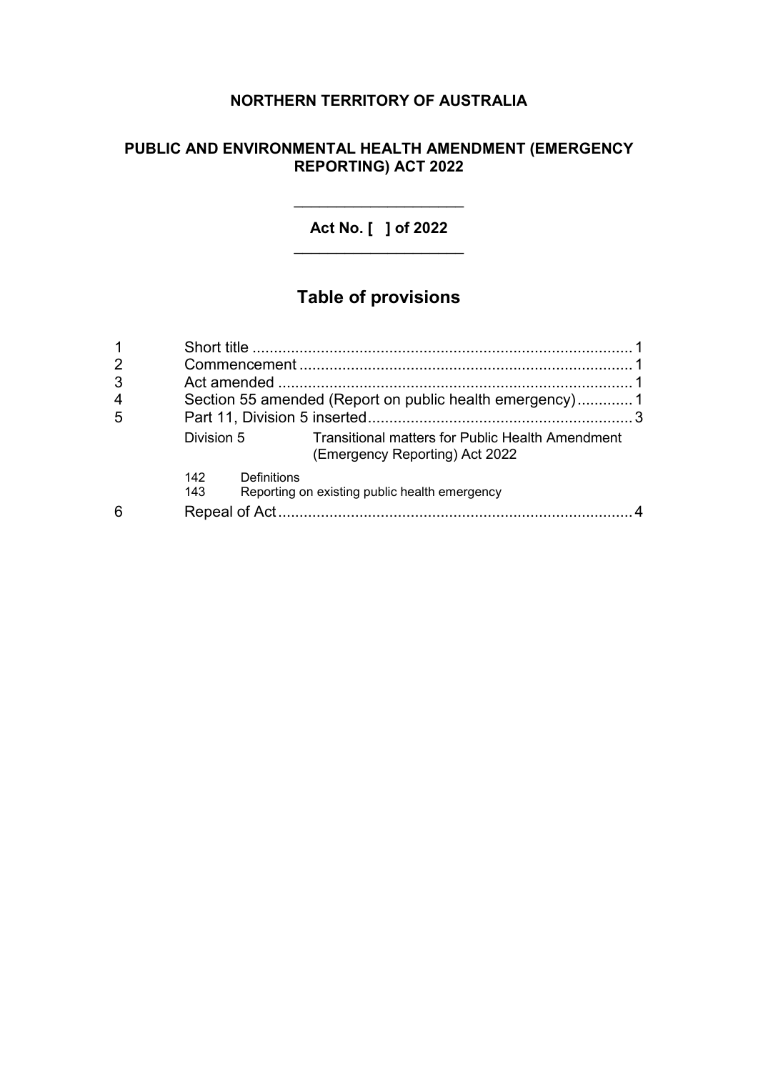**NORTHERN TERRITORY OF AUSTRALIA**

**PUBLIC AND ENVIRONMENTAL HEALTH AMENDMENT (EMERGENCY REPORTING) ACT 2022**

**Act No. [ ] of 2022**

## Table of provisions

| | | |
|---|---|---|
| 1 | Short title | 1 |
| 2 | Commencement | 1 |
| 3 | Act amended | 1 |
| 4 | Section 55 amended (Report on public health emergency) | 1 |
| 5 | Part 11, Division 5 inserted | 3 |
| | Division 5 Transitional matters for Public Health Amendment (Emergency Reporting) Act 2022 | |
| | 142 Definitions | |
| | 143 Reporting on existing public health emergency | |
| 6 | Repeal of Act | 4 |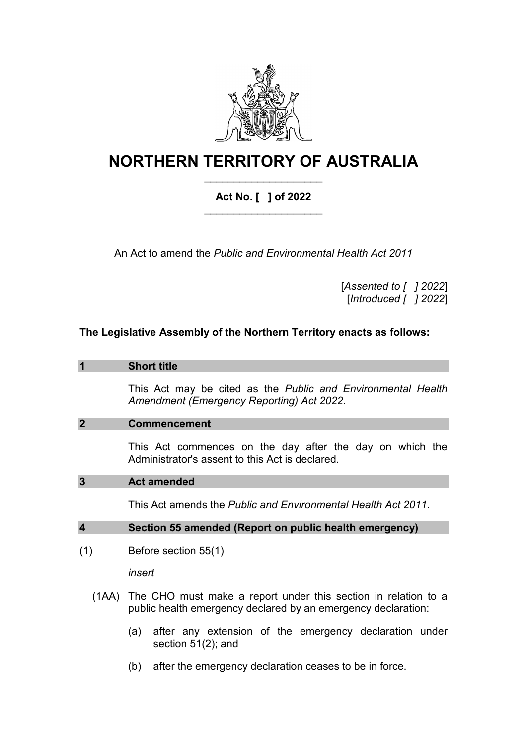# NORTHERN TERRITORY OF AUSTRALIA

**Act No. [ ] of 2022**

An Act to amend the *Public and Environmental Health Act 2011*

[*Assented to [ ] 2022*]
[*Introduced [ ] 2022*]

**The Legislative Assembly of the Northern Territory enacts as follows:**

## 1 Short title

This Act may be cited as the *Public and Environmental Health Amendment (Emergency Reporting) Act 2022*.

## 2 Commencement

This Act commences on the day after the day on which the Administrator's assent to this Act is declared.

## 3 Act amended

This Act amends the *Public and Environmental Health Act 2011*.

## 4 Section 55 amended (Report on public health emergency)

(1) Before section 55(1)

*insert*

(1AA) The CHO must make a report under this section in relation to a public health emergency declared by an emergency declaration:

(a) after any extension of the emergency declaration under section 51(2); and

(b) after the emergency declaration ceases to be in force.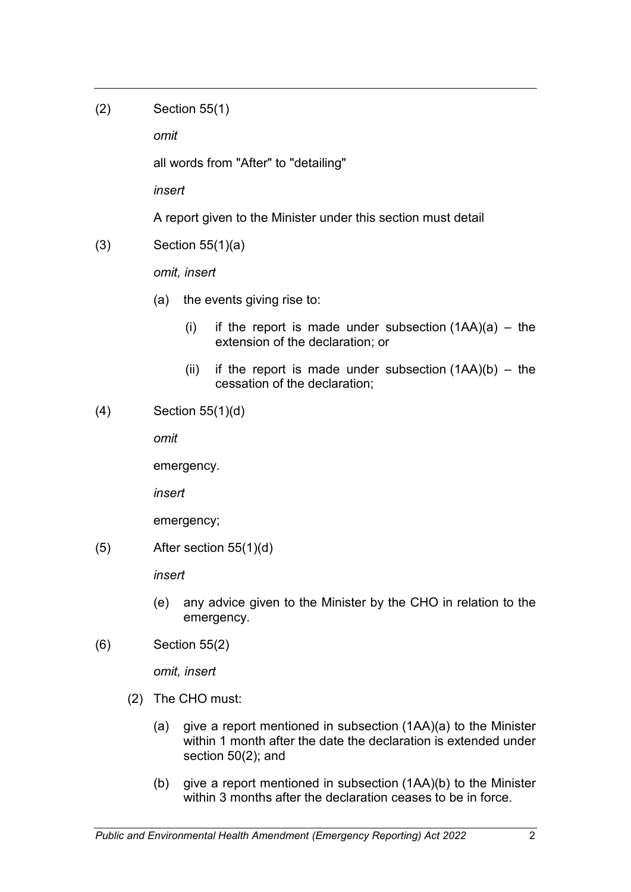(2) Section 55(1)

*omit*

all words from "After" to "detailing"

*insert*

A report given to the Minister under this section must detail

(3) Section 55(1)(a)

*omit, insert*

- (a) the events giving rise to:
  - (i) if the report is made under subsection (1AA)(a) – the extension of the declaration; or
  - (ii) if the report is made under subsection (1AA)(b) – the cessation of the declaration;

(4) Section 55(1)(d)

*omit*

emergency.

*insert*

emergency;

(5) After section 55(1)(d)

*insert*

- (e) any advice given to the Minister by the CHO in relation to the emergency.

(6) Section 55(2)

*omit, insert*

(2) The CHO must:

- (a) give a report mentioned in subsection (1AA)(a) to the Minister within 1 month after the date the declaration is extended under section 50(2); and
- (b) give a report mentioned in subsection (1AA)(b) to the Minister within 3 months after the declaration ceases to be in force.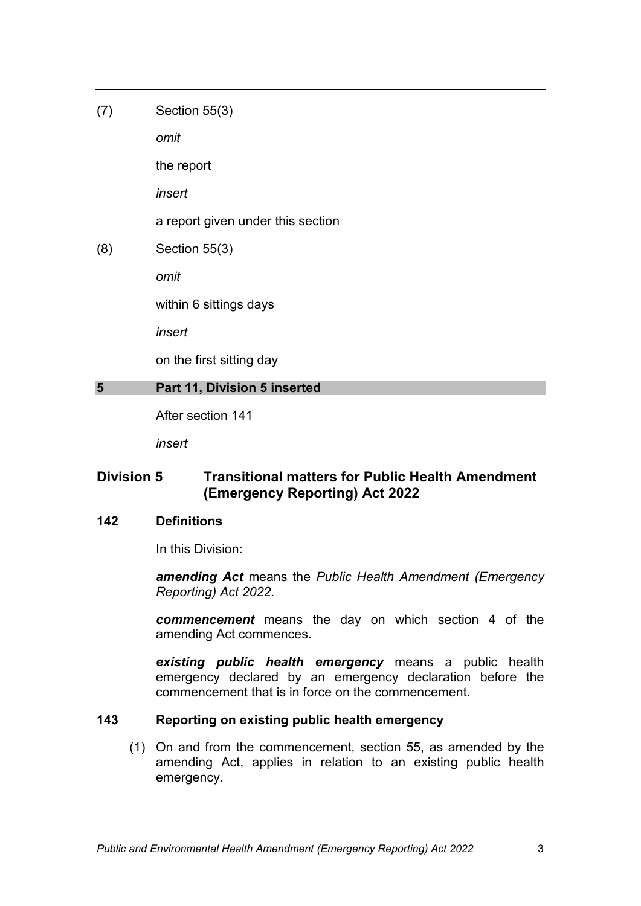(7) Section 55(3)

*omit*

the report

*insert*

a report given under this section

(8) Section 55(3)

*omit*

within 6 sittings days

*insert*

on the first sitting day

## 5 Part 11, Division 5 inserted

After section 141

*insert*

## Division 5 Transitional matters for Public Health Amendment (Emergency Reporting) Act 2022

### 142 Definitions

In this Division:

***amending Act*** means the *Public Health Amendment (Emergency Reporting) Act 2022*.

***commencement*** means the day on which section 4 of the amending Act commences.

***existing public health emergency*** means a public health emergency declared by an emergency declaration before the commencement that is in force on the commencement.

### 143 Reporting on existing public health emergency

(1) On and from the commencement, section 55, as amended by the amending Act, applies in relation to an existing public health emergency.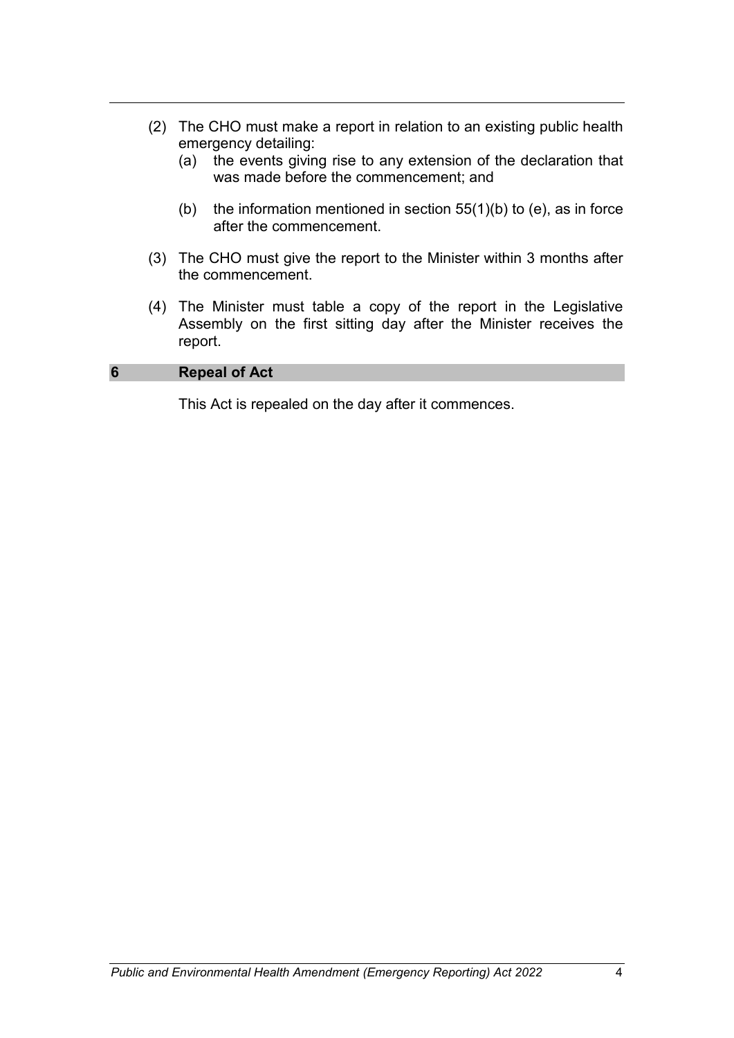(2) The CHO must make a report in relation to an existing public health emergency detailing:

   (a) the events giving rise to any extension of the declaration that was made before the commencement; and

   (b) the information mentioned in section 55(1)(b) to (e), as in force after the commencement.

(3) The CHO must give the report to the Minister within 3 months after the commencement.

(4) The Minister must table a copy of the report in the Legislative Assembly on the first sitting day after the Minister receives the report.

### 6 Repeal of Act

This Act is repealed on the day after it commences.